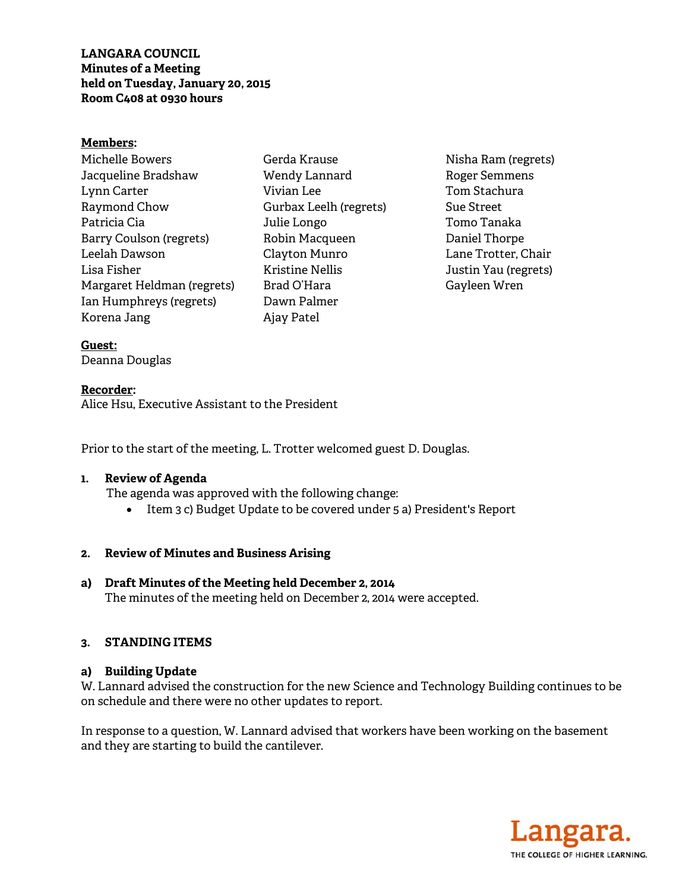**LANGARA COUNCIL**
**Minutes of a Meeting**
**held on Tuesday, January 20, 2015**
**Room C408 at 0930 hours**

**Members:**

Michelle Bowers
Jacqueline Bradshaw
Lynn Carter
Raymond Chow
Patricia Cia
Barry Coulson (regrets)
Leelah Dawson
Lisa Fisher
Margaret Heldman (regrets)
Ian Humphreys (regrets)
Korena Jang
Gerda Krause
Wendy Lannard
Vivian Lee
Gurbax Leelh (regrets)
Julie Longo
Robin Macqueen
Clayton Munro
Kristine Nellis
Brad O'Hara
Dawn Palmer
Ajay Patel
Nisha Ram (regrets)
Roger Semmens
Tom Stachura
Sue Street
Tomo Tanaka
Daniel Thorpe
Lane Trotter, Chair
Justin Yau (regrets)
Gayleen Wren

**Guest:**
Deanna Douglas

**Recorder:**
Alice Hsu, Executive Assistant to the President

Prior to the start of the meeting, L. Trotter welcomed guest D. Douglas.

**1. Review of Agenda**

The agenda was approved with the following change:

- Item 3 c) Budget Update to be covered under 5 a) President's Report

**2. Review of Minutes and Business Arising**

**a) Draft Minutes of the Meeting held December 2, 2014**

The minutes of the meeting held on December 2, 2014 were accepted.

**3. STANDING ITEMS**

**a) Building Update**

W. Lannard advised the construction for the new Science and Technology Building continues to be on schedule and there were no other updates to report.

In response to a question, W. Lannard advised that workers have been working on the basement and they are starting to build the cantilever.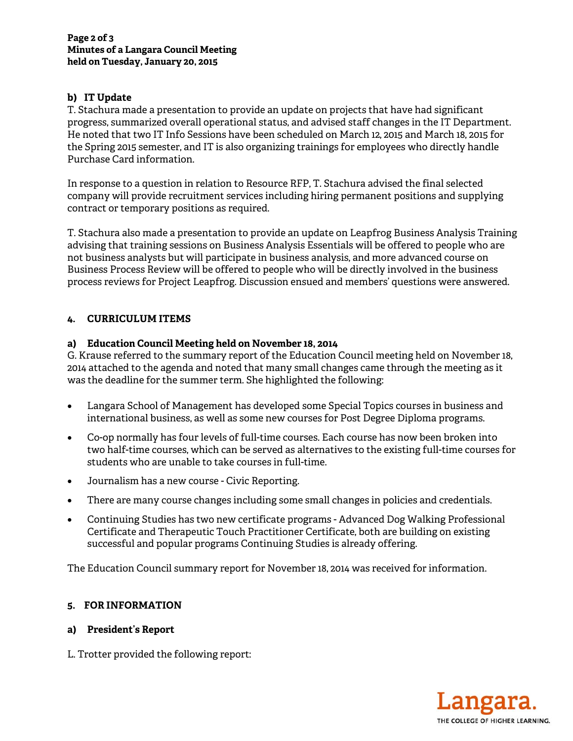### b) IT Update

T. Stachura made a presentation to provide an update on projects that have had significant progress, summarized overall operational status, and advised staff changes in the IT Department. He noted that two IT Info Sessions have been scheduled on March 12, 2015 and March 18, 2015 for the Spring 2015 semester, and IT is also organizing trainings for employees who directly handle Purchase Card information.

In response to a question in relation to Resource RFP, T. Stachura advised the final selected company will provide recruitment services including hiring permanent positions and supplying contract or temporary positions as required.

T. Stachura also made a presentation to provide an update on Leapfrog Business Analysis Training advising that training sessions on Business Analysis Essentials will be offered to people who are not business analysts but will participate in business analysis, and more advanced course on Business Process Review will be offered to people who will be directly involved in the business process reviews for Project Leapfrog. Discussion ensued and members' questions were answered.

## 4. CURRICULUM ITEMS

### a) Education Council Meeting held on November 18, 2014

G. Krause referred to the summary report of the Education Council meeting held on November 18, 2014 attached to the agenda and noted that many small changes came through the meeting as it was the deadline for the summer term. She highlighted the following:

- Langara School of Management has developed some Special Topics courses in business and international business, as well as some new courses for Post Degree Diploma programs.
- Co-op normally has four levels of full-time courses. Each course has now been broken into two half-time courses, which can be served as alternatives to the existing full-time courses for students who are unable to take courses in full-time.
- Journalism has a new course - Civic Reporting.
- There are many course changes including some small changes in policies and credentials.
- Continuing Studies has two new certificate programs - Advanced Dog Walking Professional Certificate and Therapeutic Touch Practitioner Certificate, both are building on existing successful and popular programs Continuing Studies is already offering.

The Education Council summary report for November 18, 2014 was received for information.

## 5. FOR INFORMATION

### a) President's Report

L. Trotter provided the following report: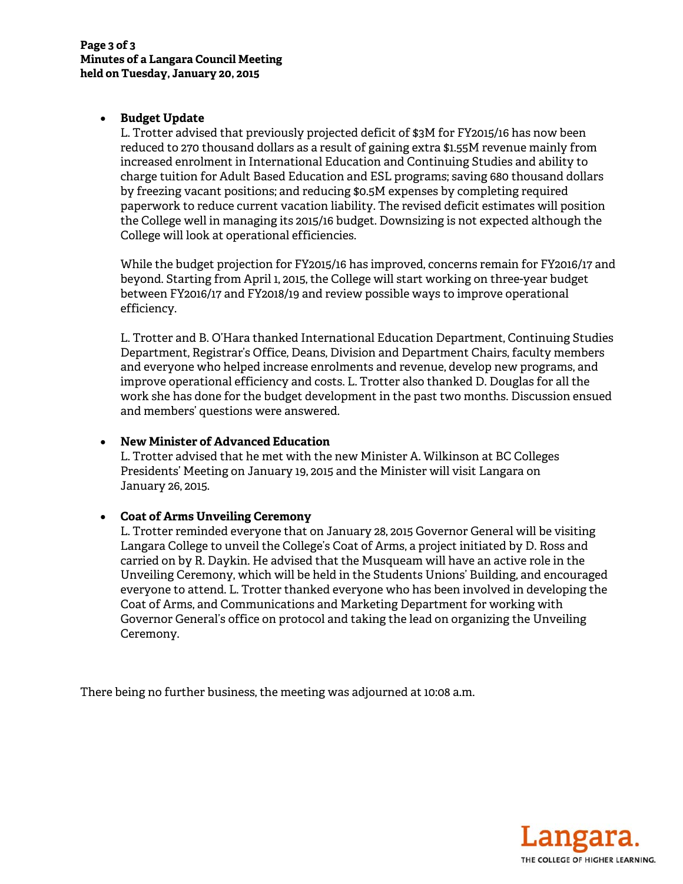- **Budget Update**
  L. Trotter advised that previously projected deficit of $3M for FY2015/16 has now been reduced to 270 thousand dollars as a result of gaining extra $1.55M revenue mainly from increased enrolment in International Education and Continuing Studies and ability to charge tuition for Adult Based Education and ESL programs; saving 680 thousand dollars by freezing vacant positions; and reducing $0.5M expenses by completing required paperwork to reduce current vacation liability. The revised deficit estimates will position the College well in managing its 2015/16 budget. Downsizing is not expected although the College will look at operational efficiencies.

  While the budget projection for FY2015/16 has improved, concerns remain for FY2016/17 and beyond. Starting from April 1, 2015, the College will start working on three-year budget between FY2016/17 and FY2018/19 and review possible ways to improve operational efficiency.

  L. Trotter and B. O'Hara thanked International Education Department, Continuing Studies Department, Registrar's Office, Deans, Division and Department Chairs, faculty members and everyone who helped increase enrolments and revenue, develop new programs, and improve operational efficiency and costs. L. Trotter also thanked D. Douglas for all the work she has done for the budget development in the past two months. Discussion ensued and members' questions were answered.

- **New Minister of Advanced Education**
  L. Trotter advised that he met with the new Minister A. Wilkinson at BC Colleges Presidents' Meeting on January 19, 2015 and the Minister will visit Langara on January 26, 2015.

- **Coat of Arms Unveiling Ceremony**
  L. Trotter reminded everyone that on January 28, 2015 Governor General will be visiting Langara College to unveil the College's Coat of Arms, a project initiated by D. Ross and carried on by R. Daykin. He advised that the Musqueam will have an active role in the Unveiling Ceremony, which will be held in the Students Unions' Building, and encouraged everyone to attend. L. Trotter thanked everyone who has been involved in developing the Coat of Arms, and Communications and Marketing Department for working with Governor General's office on protocol and taking the lead on organizing the Unveiling Ceremony.

There being no further business, the meeting was adjourned at 10:08 a.m.